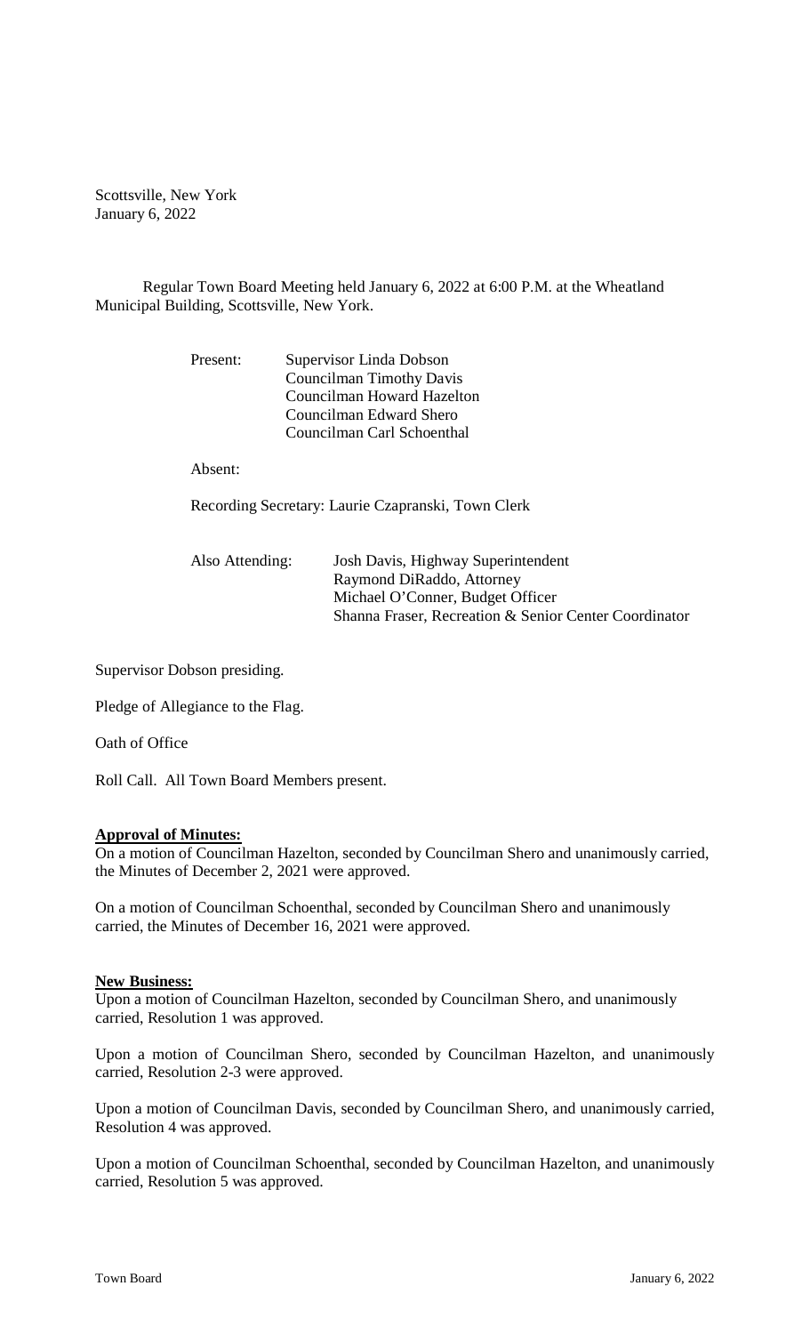Scottsville, New York
January 6, 2022

Regular Town Board Meeting held January 6, 2022 at 6:00 P.M. at the Wheatland Municipal Building, Scottsville, New York.

Present: Supervisor Linda Dobson
Councilman Timothy Davis
Councilman Howard Hazelton
Councilman Edward Shero
Councilman Carl Schoenthal

Absent:

Recording Secretary: Laurie Czapranski, Town Clerk

Also Attending: Josh Davis, Highway Superintendent
Raymond DiRaddo, Attorney
Michael O'Conner, Budget Officer
Shanna Fraser, Recreation & Senior Center Coordinator

Supervisor Dobson presiding.

Pledge of Allegiance to the Flag.

Oath of Office

Roll Call. All Town Board Members present.

**Approval of Minutes:**

On a motion of Councilman Hazelton, seconded by Councilman Shero and unanimously carried, the Minutes of December 2, 2021 were approved.

On a motion of Councilman Schoenthal, seconded by Councilman Shero and unanimously carried, the Minutes of December 16, 2021 were approved.

**New Business:**

Upon a motion of Councilman Hazelton, seconded by Councilman Shero, and unanimously carried, Resolution 1 was approved.

Upon a motion of Councilman Shero, seconded by Councilman Hazelton, and unanimously carried, Resolution 2-3 were approved.

Upon a motion of Councilman Davis, seconded by Councilman Shero, and unanimously carried, Resolution 4 was approved.

Upon a motion of Councilman Schoenthal, seconded by Councilman Hazelton, and unanimously carried, Resolution 5 was approved.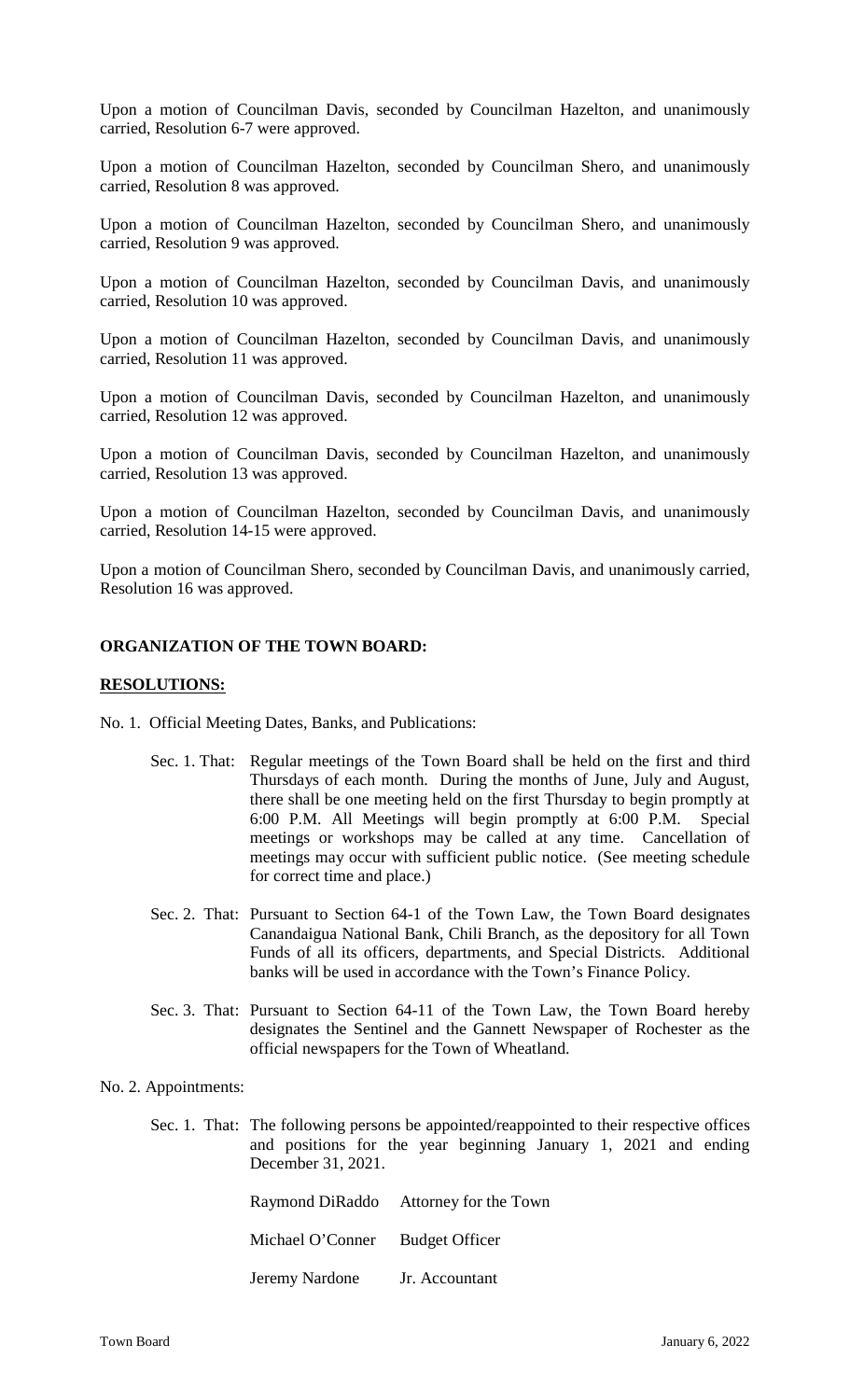Upon a motion of Councilman Davis, seconded by Councilman Hazelton, and unanimously carried, Resolution 6-7 were approved.

Upon a motion of Councilman Hazelton, seconded by Councilman Shero, and unanimously carried, Resolution 8 was approved.

Upon a motion of Councilman Hazelton, seconded by Councilman Shero, and unanimously carried, Resolution 9 was approved.

Upon a motion of Councilman Hazelton, seconded by Councilman Davis, and unanimously carried, Resolution 10 was approved.

Upon a motion of Councilman Hazelton, seconded by Councilman Davis, and unanimously carried, Resolution 11 was approved.

Upon a motion of Councilman Davis, seconded by Councilman Hazelton, and unanimously carried, Resolution 12 was approved.

Upon a motion of Councilman Davis, seconded by Councilman Hazelton, and unanimously carried, Resolution 13 was approved.

Upon a motion of Councilman Hazelton, seconded by Councilman Davis, and unanimously carried, Resolution 14-15 were approved.

Upon a motion of Councilman Shero, seconded by Councilman Davis, and unanimously carried, Resolution 16 was approved.

**ORGANIZATION OF THE TOWN BOARD:**

**RESOLUTIONS:**

No. 1. Official Meeting Dates, Banks, and Publications:

Sec. 1. That: Regular meetings of the Town Board shall be held on the first and third Thursdays of each month. During the months of June, July and August, there shall be one meeting held on the first Thursday to begin promptly at 6:00 P.M. All Meetings will begin promptly at 6:00 P.M. Special meetings or workshops may be called at any time. Cancellation of meetings may occur with sufficient public notice. (See meeting schedule for correct time and place.)

Sec. 2. That: Pursuant to Section 64-1 of the Town Law, the Town Board designates Canandaigua National Bank, Chili Branch, as the depository for all Town Funds of all its officers, departments, and Special Districts. Additional banks will be used in accordance with the Town's Finance Policy.

Sec. 3. That: Pursuant to Section 64-11 of the Town Law, the Town Board hereby designates the Sentinel and the Gannett Newspaper of Rochester as the official newspapers for the Town of Wheatland.

No. 2. Appointments:

Sec. 1. That: The following persons be appointed/reappointed to their respective offices and positions for the year beginning January 1, 2021 and ending December 31, 2021.

| | |
|---|---|
| Raymond DiRaddo | Attorney for the Town |
| Michael O'Conner | Budget Officer |
| Jeremy Nardone | Jr. Accountant |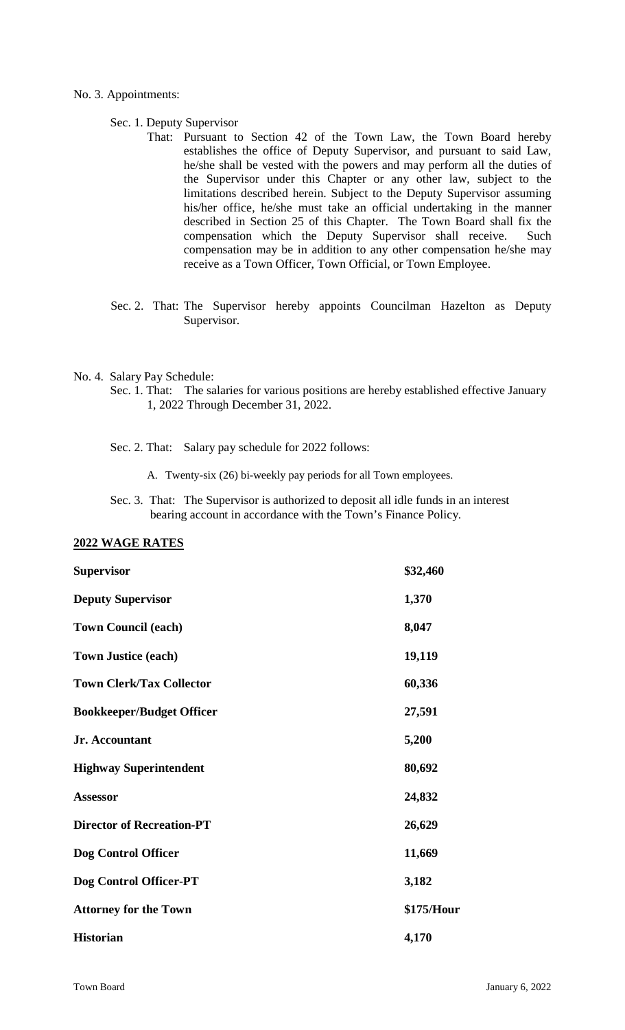No. 3. Appointments:

Sec. 1. Deputy Supervisor

That: Pursuant to Section 42 of the Town Law, the Town Board hereby establishes the office of Deputy Supervisor, and pursuant to said Law, he/she shall be vested with the powers and may perform all the duties of the Supervisor under this Chapter or any other law, subject to the limitations described herein. Subject to the Deputy Supervisor assuming his/her office, he/she must take an official undertaking in the manner described in Section 25 of this Chapter. The Town Board shall fix the compensation which the Deputy Supervisor shall receive. Such compensation may be in addition to any other compensation he/she may receive as a Town Officer, Town Official, or Town Employee.

Sec. 2. That: The Supervisor hereby appoints Councilman Hazelton as Deputy Supervisor.

No. 4. Salary Pay Schedule:

Sec. 1. That: The salaries for various positions are hereby established effective January 1, 2022 Through December 31, 2022.

Sec. 2. That: Salary pay schedule for 2022 follows:

A. Twenty-six (26) bi-weekly pay periods for all Town employees.

Sec. 3. That: The Supervisor is authorized to deposit all idle funds in an interest bearing account in accordance with the Town's Finance Policy.

**2022 WAGE RATES**

| Position | Rate |
|---|---|
| **Supervisor** | **$32,460** |
| **Deputy Supervisor** | **1,370** |
| **Town Council (each)** | **8,047** |
| **Town Justice (each)** | **19,119** |
| **Town Clerk/Tax Collector** | **60,336** |
| **Bookkeeper/Budget Officer** | **27,591** |
| **Jr. Accountant** | **5,200** |
| **Highway Superintendent** | **80,692** |
| **Assessor** | **24,832** |
| **Director of Recreation-PT** | **26,629** |
| **Dog Control Officer** | **11,669** |
| **Dog Control Officer-PT** | **3,182** |
| **Attorney for the Town** | **$175/Hour** |
| **Historian** | **4,170** |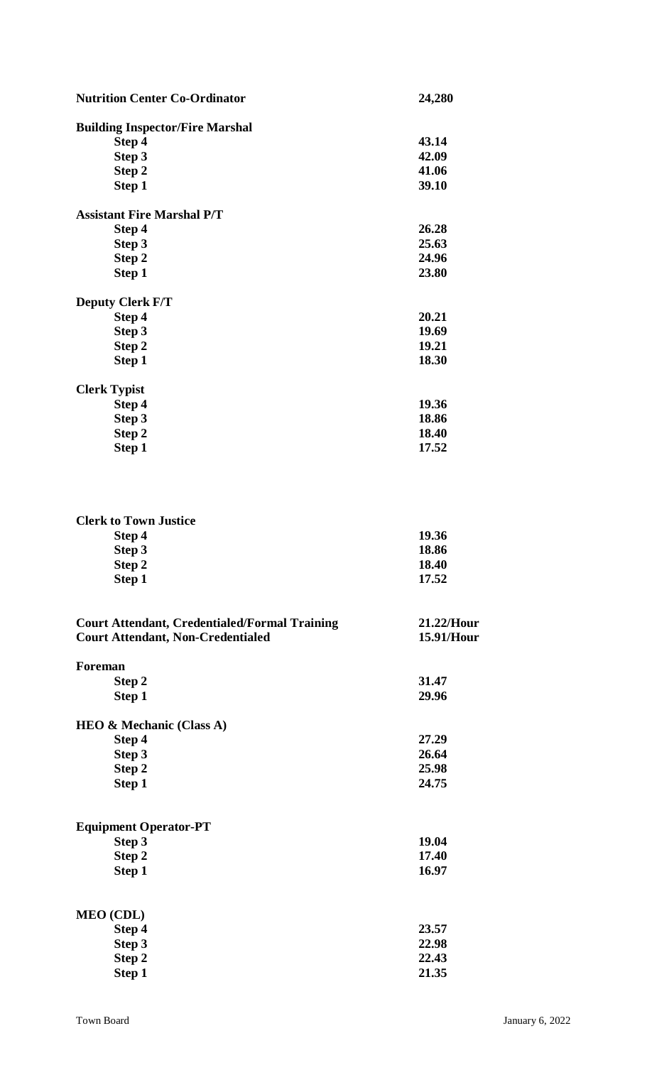| | |
|---|---|
| **Nutrition Center Co-Ordinator** | **24,280** |
| **Building Inspector/Fire Marshal** | |
| **Step 4** | **43.14** |
| **Step 3** | **42.09** |
| **Step 2** | **41.06** |
| **Step 1** | **39.10** |
| **Assistant Fire Marshal P/T** | |
| **Step 4** | **26.28** |
| **Step 3** | **25.63** |
| **Step 2** | **24.96** |
| **Step 1** | **23.80** |
| **Deputy Clerk F/T** | |
| **Step 4** | **20.21** |
| **Step 3** | **19.69** |
| **Step 2** | **19.21** |
| **Step 1** | **18.30** |
| **Clerk Typist** | |
| **Step 4** | **19.36** |
| **Step 3** | **18.86** |
| **Step 2** | **18.40** |
| **Step 1** | **17.52** |
| **Clerk to Town Justice** | |
| **Step 4** | **19.36** |
| **Step 3** | **18.86** |
| **Step 2** | **18.40** |
| **Step 1** | **17.52** |
| **Court Attendant, Credentialed/Formal Training** | **21.22/Hour** |
| **Court Attendant, Non-Credentialed** | **15.91/Hour** |
| **Foreman** | |
| **Step 2** | **31.47** |
| **Step 1** | **29.96** |
| **HEO & Mechanic (Class A)** | |
| **Step 4** | **27.29** |
| **Step 3** | **26.64** |
| **Step 2** | **25.98** |
| **Step 1** | **24.75** |
| **Equipment Operator-PT** | |
| **Step 3** | **19.04** |
| **Step 2** | **17.40** |
| **Step 1** | **16.97** |
| **MEO (CDL)** | |
| **Step 4** | **23.57** |
| **Step 3** | **22.98** |
| **Step 2** | **22.43** |
| **Step 1** | **21.35** |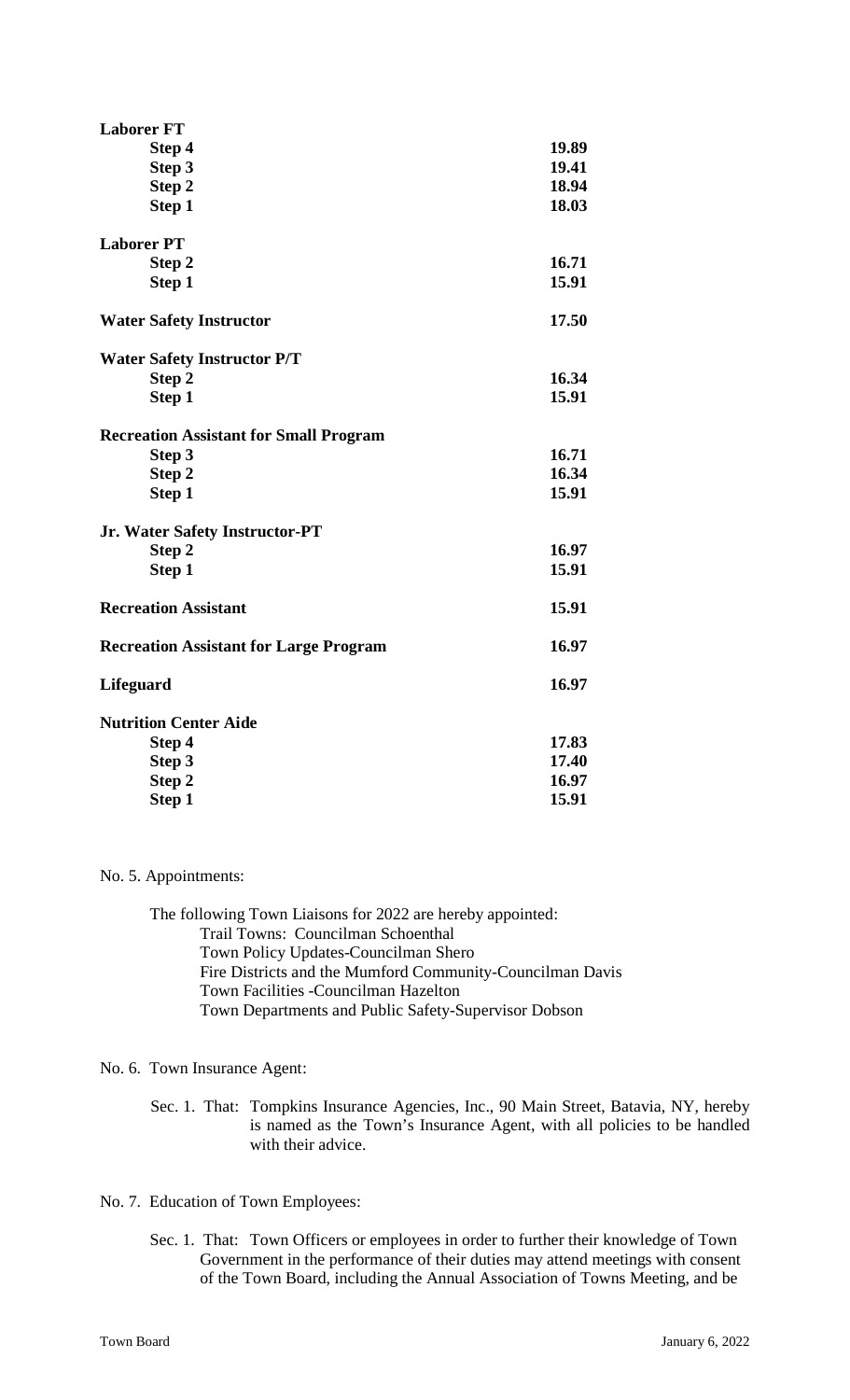| | |
|---|---|
| **Laborer FT** | |
| **Step 4** | **19.89** |
| **Step 3** | **19.41** |
| **Step 2** | **18.94** |
| **Step 1** | **18.03** |
| **Laborer PT** | |
| **Step 2** | **16.71** |
| **Step 1** | **15.91** |
| **Water Safety Instructor** | **17.50** |
| **Water Safety Instructor P/T** | |
| **Step 2** | **16.34** |
| **Step 1** | **15.91** |
| **Recreation Assistant for Small Program** | |
| **Step 3** | **16.71** |
| **Step 2** | **16.34** |
| **Step 1** | **15.91** |
| **Jr. Water Safety Instructor-PT** | |
| **Step 2** | **16.97** |
| **Step 1** | **15.91** |
| **Recreation Assistant** | **15.91** |
| **Recreation Assistant for Large Program** | **16.97** |
| **Lifeguard** | **16.97** |
| **Nutrition Center Aide** | |
| **Step 4** | **17.83** |
| **Step 3** | **17.40** |
| **Step 2** | **16.97** |
| **Step 1** | **15.91** |

No. 5. Appointments:

The following Town Liaisons for 2022 are hereby appointed:
Trail Towns: Councilman Schoenthal
Town Policy Updates-Councilman Shero
Fire Districts and the Mumford Community-Councilman Davis
Town Facilities -Councilman Hazelton
Town Departments and Public Safety-Supervisor Dobson

No. 6. Town Insurance Agent:

Sec. 1. That: Tompkins Insurance Agencies, Inc., 90 Main Street, Batavia, NY, hereby is named as the Town's Insurance Agent, with all policies to be handled with their advice.

No. 7. Education of Town Employees:

Sec. 1. That: Town Officers or employees in order to further their knowledge of Town Government in the performance of their duties may attend meetings with consent of the Town Board, including the Annual Association of Towns Meeting, and be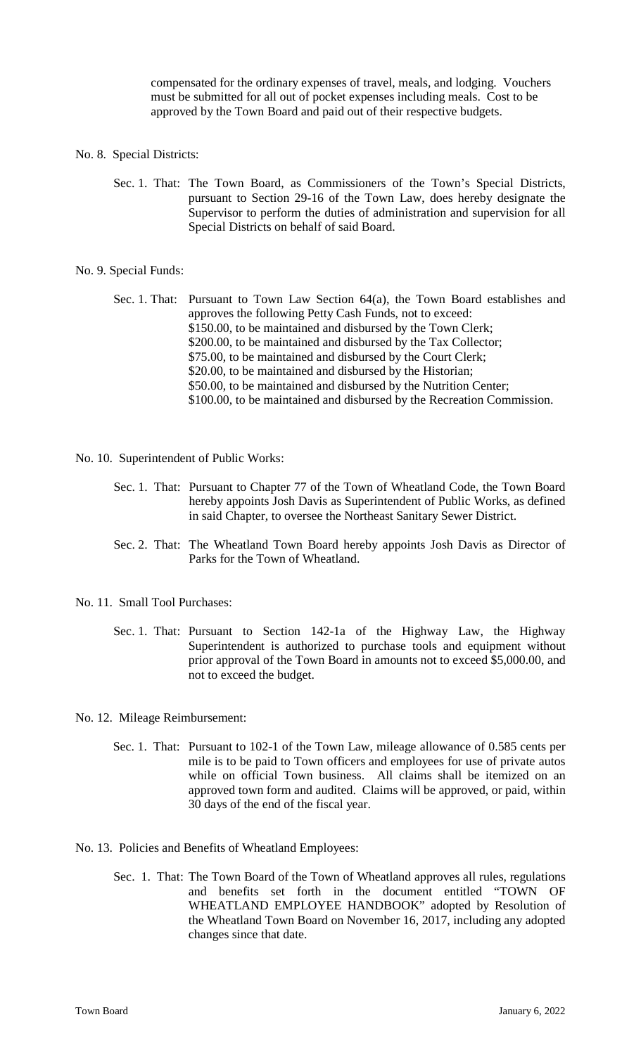compensated for the ordinary expenses of travel, meals, and lodging. Vouchers must be submitted for all out of pocket expenses including meals. Cost to be approved by the Town Board and paid out of their respective budgets.

No. 8. Special Districts:

Sec. 1. That: The Town Board, as Commissioners of the Town's Special Districts, pursuant to Section 29-16 of the Town Law, does hereby designate the Supervisor to perform the duties of administration and supervision for all Special Districts on behalf of said Board.

No. 9. Special Funds:

Sec. 1. That: Pursuant to Town Law Section 64(a), the Town Board establishes and approves the following Petty Cash Funds, not to exceed:
$150.00, to be maintained and disbursed by the Town Clerk;
$200.00, to be maintained and disbursed by the Tax Collector;
$75.00, to be maintained and disbursed by the Court Clerk;
$20.00, to be maintained and disbursed by the Historian;
$50.00, to be maintained and disbursed by the Nutrition Center;
$100.00, to be maintained and disbursed by the Recreation Commission.

No. 10. Superintendent of Public Works:

Sec. 1. That: Pursuant to Chapter 77 of the Town of Wheatland Code, the Town Board hereby appoints Josh Davis as Superintendent of Public Works, as defined in said Chapter, to oversee the Northeast Sanitary Sewer District.

Sec. 2. That: The Wheatland Town Board hereby appoints Josh Davis as Director of Parks for the Town of Wheatland.

No. 11. Small Tool Purchases:

Sec. 1. That: Pursuant to Section 142-1a of the Highway Law, the Highway Superintendent is authorized to purchase tools and equipment without prior approval of the Town Board in amounts not to exceed $5,000.00, and not to exceed the budget.

No. 12. Mileage Reimbursement:

Sec. 1. That: Pursuant to 102-1 of the Town Law, mileage allowance of 0.585 cents per mile is to be paid to Town officers and employees for use of private autos while on official Town business. All claims shall be itemized on an approved town form and audited. Claims will be approved, or paid, within 30 days of the end of the fiscal year.

No. 13. Policies and Benefits of Wheatland Employees:

Sec. 1. That: The Town Board of the Town of Wheatland approves all rules, regulations and benefits set forth in the document entitled "TOWN OF WHEATLAND EMPLOYEE HANDBOOK" adopted by Resolution of the Wheatland Town Board on November 16, 2017, including any adopted changes since that date.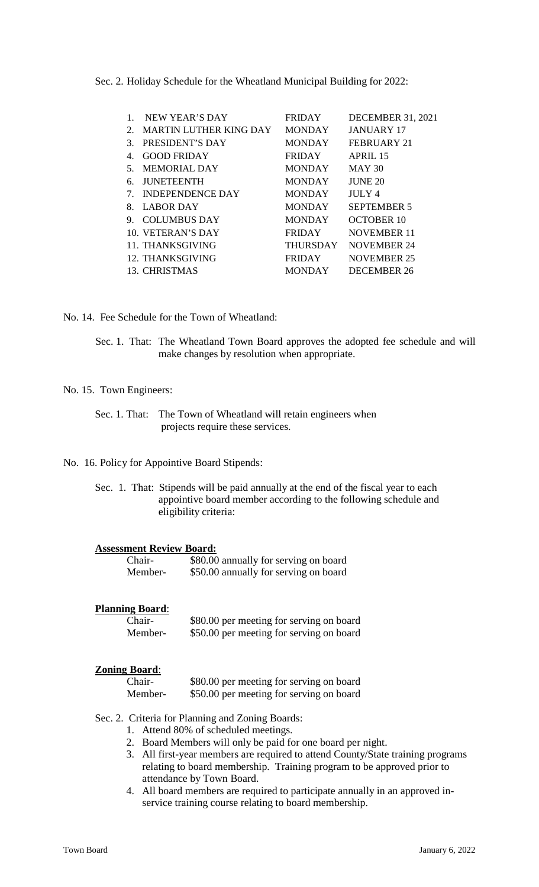Sec. 2. Holiday Schedule for the Wheatland Municipal Building for 2022:

| | | |
|---|---|---|
| 1. NEW YEAR'S DAY | FRIDAY | DECEMBER 31, 2021 |
| 2. MARTIN LUTHER KING DAY | MONDAY | JANUARY 17 |
| 3. PRESIDENT'S DAY | MONDAY | FEBRUARY 21 |
| 4. GOOD FRIDAY | FRIDAY | APRIL 15 |
| 5. MEMORIAL DAY | MONDAY | MAY 30 |
| 6. JUNETEENTH | MONDAY | JUNE 20 |
| 7. INDEPENDENCE DAY | MONDAY | JULY 4 |
| 8. LABOR DAY | MONDAY | SEPTEMBER 5 |
| 9. COLUMBUS DAY | MONDAY | OCTOBER 10 |
| 10. VETERAN'S DAY | FRIDAY | NOVEMBER 11 |
| 11. THANKSGIVING | THURSDAY | NOVEMBER 24 |
| 12. THANKSGIVING | FRIDAY | NOVEMBER 25 |
| 13. CHRISTMAS | MONDAY | DECEMBER 26 |

No. 14. Fee Schedule for the Town of Wheatland:

Sec. 1. That: The Wheatland Town Board approves the adopted fee schedule and will make changes by resolution when appropriate.

No. 15. Town Engineers:

Sec. 1. That: The Town of Wheatland will retain engineers when projects require these services.

No. 16. Policy for Appointive Board Stipends:

Sec. 1. That: Stipends will be paid annually at the end of the fiscal year to each appointive board member according to the following schedule and eligibility criteria:

**Assessment Review Board:**

Chair- $80.00 annually for serving on board
Member- $50.00 annually for serving on board

**Planning Board**:

Chair- $80.00 per meeting for serving on board
Member- $50.00 per meeting for serving on board

**Zoning Board**:

Chair- $80.00 per meeting for serving on board
Member- $50.00 per meeting for serving on board

Sec. 2. Criteria for Planning and Zoning Boards:

1. Attend 80% of scheduled meetings.
2. Board Members will only be paid for one board per night.
3. All first-year members are required to attend County/State training programs relating to board membership. Training program to be approved prior to attendance by Town Board.
4. All board members are required to participate annually in an approved in-service training course relating to board membership.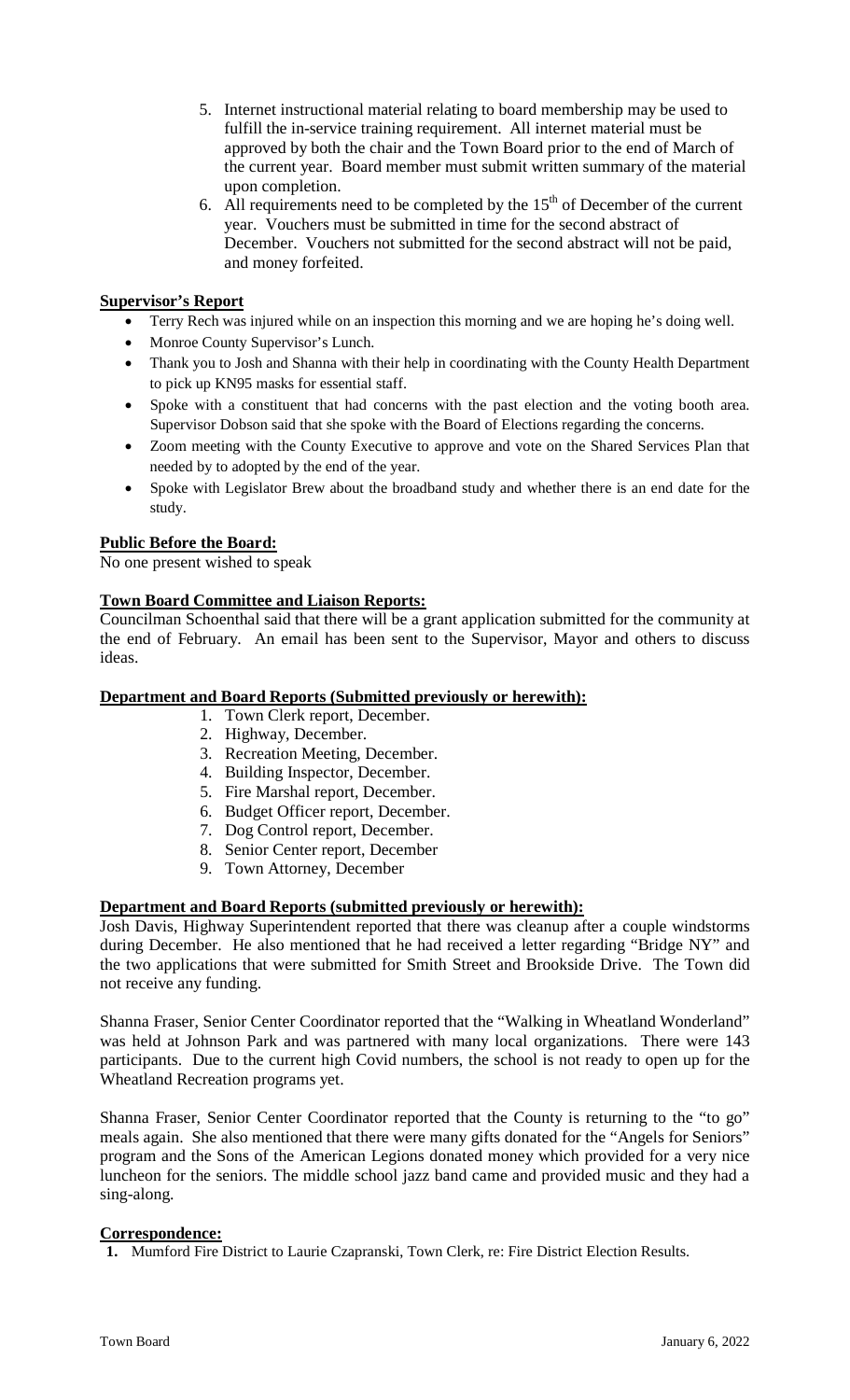5. Internet instructional material relating to board membership may be used to fulfill the in-service training requirement. All internet material must be approved by both the chair and the Town Board prior to the end of March of the current year. Board member must submit written summary of the material upon completion.
6. All requirements need to be completed by the 15th of December of the current year. Vouchers must be submitted in time for the second abstract of December. Vouchers not submitted for the second abstract will not be paid, and money forfeited.

**Supervisor's Report**

- Terry Rech was injured while on an inspection this morning and we are hoping he's doing well.
- Monroe County Supervisor's Lunch.
- Thank you to Josh and Shanna with their help in coordinating with the County Health Department to pick up KN95 masks for essential staff.
- Spoke with a constituent that had concerns with the past election and the voting booth area. Supervisor Dobson said that she spoke with the Board of Elections regarding the concerns.
- Zoom meeting with the County Executive to approve and vote on the Shared Services Plan that needed by to adopted by the end of the year.
- Spoke with Legislator Brew about the broadband study and whether there is an end date for the study.

**Public Before the Board:**

No one present wished to speak

**Town Board Committee and Liaison Reports:**

Councilman Schoenthal said that there will be a grant application submitted for the community at the end of February. An email has been sent to the Supervisor, Mayor and others to discuss ideas.

**Department and Board Reports (Submitted previously or herewith):**

1. Town Clerk report, December.
2. Highway, December.
3. Recreation Meeting, December.
4. Building Inspector, December.
5. Fire Marshal report, December.
6. Budget Officer report, December.
7. Dog Control report, December.
8. Senior Center report, December
9. Town Attorney, December

**Department and Board Reports (submitted previously or herewith):**

Josh Davis, Highway Superintendent reported that there was cleanup after a couple windstorms during December. He also mentioned that he had received a letter regarding "Bridge NY" and the two applications that were submitted for Smith Street and Brookside Drive. The Town did not receive any funding.

Shanna Fraser, Senior Center Coordinator reported that the "Walking in Wheatland Wonderland" was held at Johnson Park and was partnered with many local organizations. There were 143 participants. Due to the current high Covid numbers, the school is not ready to open up for the Wheatland Recreation programs yet.

Shanna Fraser, Senior Center Coordinator reported that the County is returning to the "to go" meals again. She also mentioned that there were many gifts donated for the "Angels for Seniors" program and the Sons of the American Legions donated money which provided for a very nice luncheon for the seniors. The middle school jazz band came and provided music and they had a sing-along.

**Correspondence:**

1. Mumford Fire District to Laurie Czapranski, Town Clerk, re: Fire District Election Results.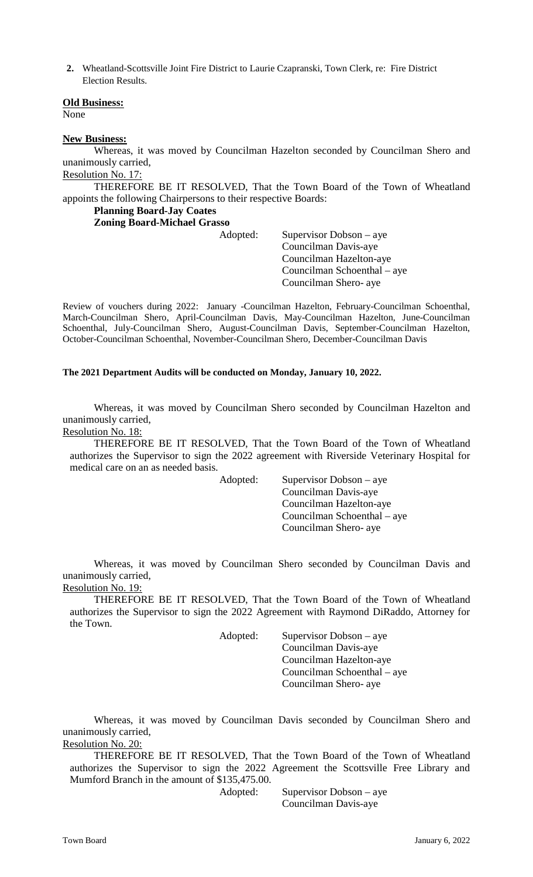2. Wheatland-Scottsville Joint Fire District to Laurie Czapranski, Town Clerk, re: Fire District Election Results.

**Old Business:**
None

**New Business:**

Whereas, it was moved by Councilman Hazelton seconded by Councilman Shero and unanimously carried,

Resolution No. 17:

THEREFORE BE IT RESOLVED, That the Town Board of the Town of Wheatland appoints the following Chairpersons to their respective Boards:

**Planning Board-Jay Coates**
**Zoning Board-Michael Grasso**

Adopted: Supervisor Dobson – aye
Councilman Davis-aye
Councilman Hazelton-aye
Councilman Schoenthal – aye
Councilman Shero- aye

Review of vouchers during 2022: January -Councilman Hazelton, February-Councilman Schoenthal, March-Councilman Shero, April-Councilman Davis, May-Councilman Hazelton, June-Councilman Schoenthal, July-Councilman Shero, August-Councilman Davis, September-Councilman Hazelton, October-Councilman Schoenthal, November-Councilman Shero, December-Councilman Davis

**The 2021 Department Audits will be conducted on Monday, January 10, 2022.**

Whereas, it was moved by Councilman Shero seconded by Councilman Hazelton and unanimously carried,

Resolution No. 18:

THEREFORE BE IT RESOLVED, That the Town Board of the Town of Wheatland authorizes the Supervisor to sign the 2022 agreement with Riverside Veterinary Hospital for medical care on an as needed basis.

Adopted: Supervisor Dobson – aye
Councilman Davis-aye
Councilman Hazelton-aye
Councilman Schoenthal – aye
Councilman Shero- aye

Whereas, it was moved by Councilman Shero seconded by Councilman Davis and unanimously carried,

Resolution No. 19:

THEREFORE BE IT RESOLVED, That the Town Board of the Town of Wheatland authorizes the Supervisor to sign the 2022 Agreement with Raymond DiRaddo, Attorney for the Town.

Adopted: Supervisor Dobson – aye
Councilman Davis-aye
Councilman Hazelton-aye
Councilman Schoenthal – aye
Councilman Shero- aye

Whereas, it was moved by Councilman Davis seconded by Councilman Shero and unanimously carried,

Resolution No. 20:

THEREFORE BE IT RESOLVED, That the Town Board of the Town of Wheatland authorizes the Supervisor to sign the 2022 Agreement the Scottsville Free Library and Mumford Branch in the amount of $135,475.00.

Adopted: Supervisor Dobson – aye
Councilman Davis-aye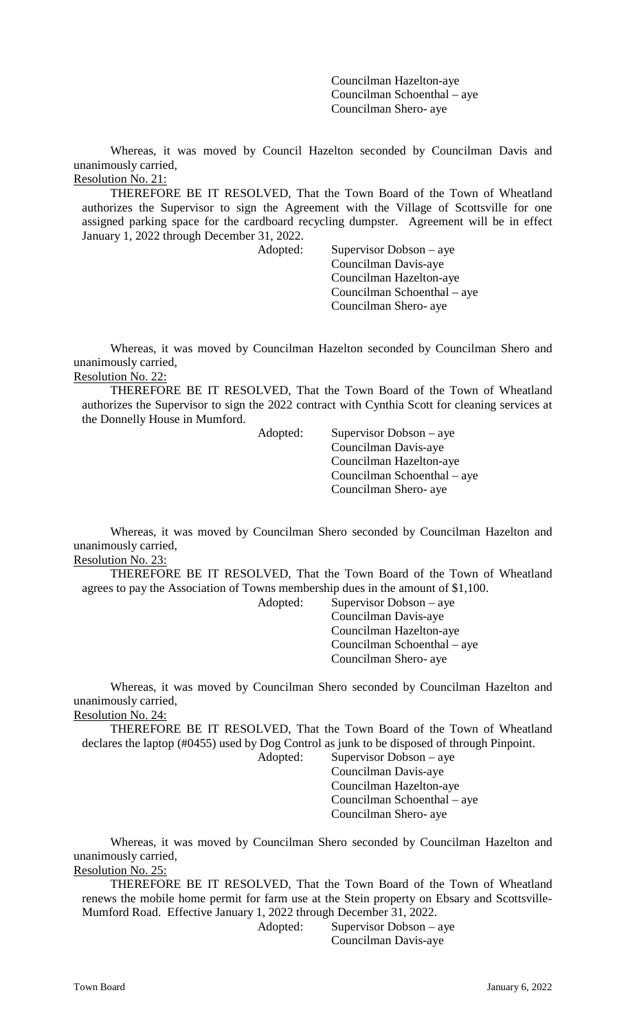Councilman Hazelton-aye
Councilman Schoenthal – aye
Councilman Shero- aye

Whereas, it was moved by Council Hazelton seconded by Councilman Davis and unanimously carried,

Resolution No. 21:

THEREFORE BE IT RESOLVED, That the Town Board of the Town of Wheatland authorizes the Supervisor to sign the Agreement with the Village of Scottsville for one assigned parking space for the cardboard recycling dumpster. Agreement will be in effect January 1, 2022 through December 31, 2022.

Adopted: Supervisor Dobson – aye
Councilman Davis-aye
Councilman Hazelton-aye
Councilman Schoenthal – aye
Councilman Shero- aye

Whereas, it was moved by Councilman Hazelton seconded by Councilman Shero and unanimously carried,

Resolution No. 22:

THEREFORE BE IT RESOLVED, That the Town Board of the Town of Wheatland authorizes the Supervisor to sign the 2022 contract with Cynthia Scott for cleaning services at the Donnelly House in Mumford.

Adopted: Supervisor Dobson – aye
Councilman Davis-aye
Councilman Hazelton-aye
Councilman Schoenthal – aye
Councilman Shero- aye

Whereas, it was moved by Councilman Shero seconded by Councilman Hazelton and unanimously carried,

Resolution No. 23:

THEREFORE BE IT RESOLVED, That the Town Board of the Town of Wheatland agrees to pay the Association of Towns membership dues in the amount of $1,100.

Adopted: Supervisor Dobson – aye
Councilman Davis-aye
Councilman Hazelton-aye
Councilman Schoenthal – aye
Councilman Shero- aye

Whereas, it was moved by Councilman Shero seconded by Councilman Hazelton and unanimously carried,

Resolution No. 24:

THEREFORE BE IT RESOLVED, That the Town Board of the Town of Wheatland declares the laptop (#0455) used by Dog Control as junk to be disposed of through Pinpoint.

Adopted: Supervisor Dobson – aye
Councilman Davis-aye
Councilman Hazelton-aye
Councilman Schoenthal – aye
Councilman Shero- aye

Whereas, it was moved by Councilman Shero seconded by Councilman Hazelton and unanimously carried,

Resolution No. 25:

THEREFORE BE IT RESOLVED, That the Town Board of the Town of Wheatland renews the mobile home permit for farm use at the Stein property on Ebsary and Scottsville-Mumford Road. Effective January 1, 2022 through December 31, 2022.

Adopted: Supervisor Dobson – aye
Councilman Davis-aye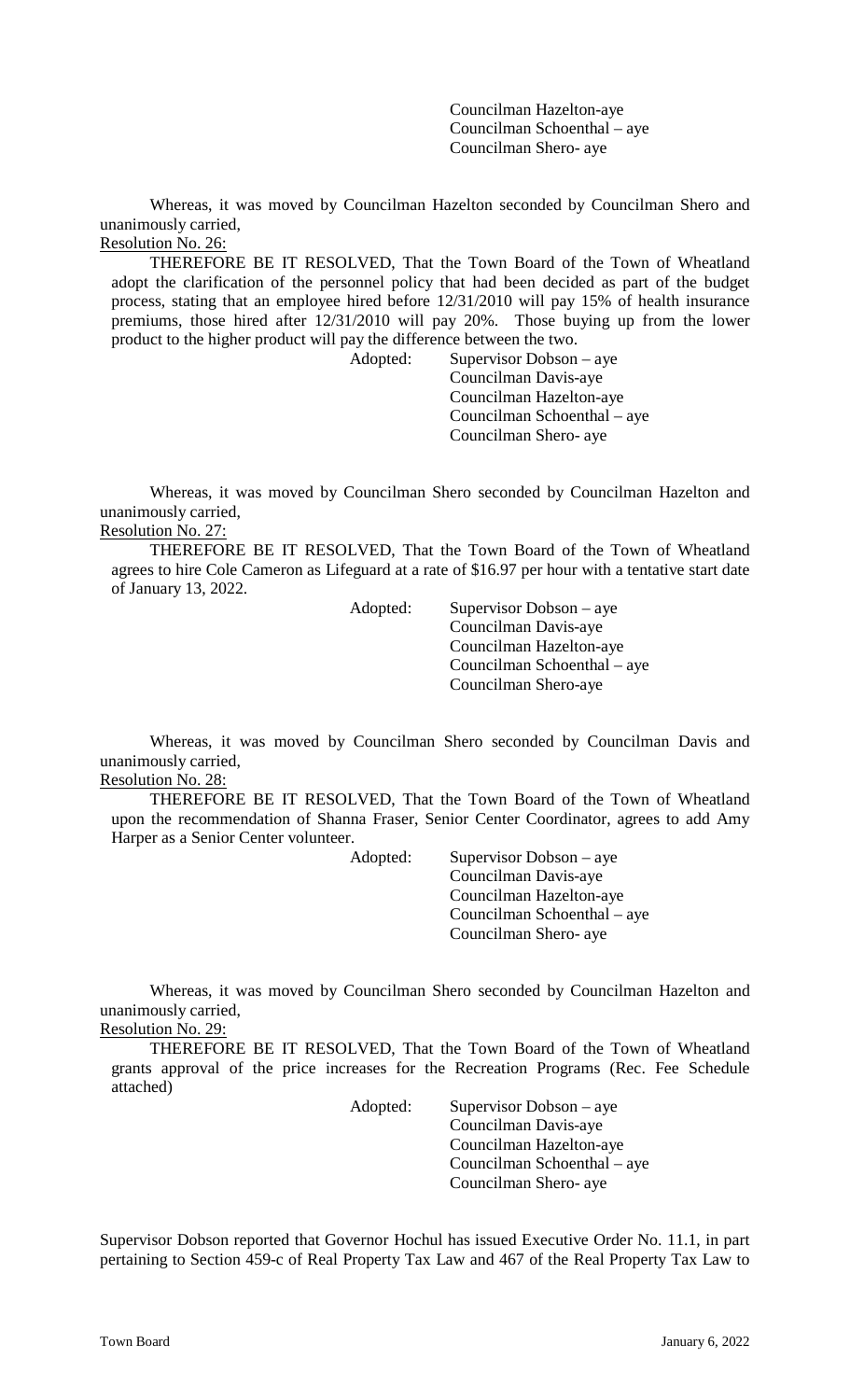Councilman Hazelton-aye
Councilman Schoenthal – aye
Councilman Shero- aye

Whereas, it was moved by Councilman Hazelton seconded by Councilman Shero and unanimously carried,

Resolution No. 26:

THEREFORE BE IT RESOLVED, That the Town Board of the Town of Wheatland adopt the clarification of the personnel policy that had been decided as part of the budget process, stating that an employee hired before 12/31/2010 will pay 15% of health insurance premiums, those hired after 12/31/2010 will pay 20%. Those buying up from the lower product to the higher product will pay the difference between the two.

Adopted: Supervisor Dobson – aye
Councilman Davis-aye
Councilman Hazelton-aye
Councilman Schoenthal – aye
Councilman Shero- aye

Whereas, it was moved by Councilman Shero seconded by Councilman Hazelton and unanimously carried,

Resolution No. 27:

THEREFORE BE IT RESOLVED, That the Town Board of the Town of Wheatland agrees to hire Cole Cameron as Lifeguard at a rate of $16.97 per hour with a tentative start date of January 13, 2022.

Adopted: Supervisor Dobson – aye
Councilman Davis-aye
Councilman Hazelton-aye
Councilman Schoenthal – aye
Councilman Shero-aye

Whereas, it was moved by Councilman Shero seconded by Councilman Davis and unanimously carried,

Resolution No. 28:

THEREFORE BE IT RESOLVED, That the Town Board of the Town of Wheatland upon the recommendation of Shanna Fraser, Senior Center Coordinator, agrees to add Amy Harper as a Senior Center volunteer.

Adopted: Supervisor Dobson – aye
Councilman Davis-aye
Councilman Hazelton-aye
Councilman Schoenthal – aye
Councilman Shero- aye

Whereas, it was moved by Councilman Shero seconded by Councilman Hazelton and unanimously carried,

Resolution No. 29:

THEREFORE BE IT RESOLVED, That the Town Board of the Town of Wheatland grants approval of the price increases for the Recreation Programs (Rec. Fee Schedule attached)

Adopted: Supervisor Dobson – aye
Councilman Davis-aye
Councilman Hazelton-aye
Councilman Schoenthal – aye
Councilman Shero- aye

Supervisor Dobson reported that Governor Hochul has issued Executive Order No. 11.1, in part pertaining to Section 459-c of Real Property Tax Law and 467 of the Real Property Tax Law to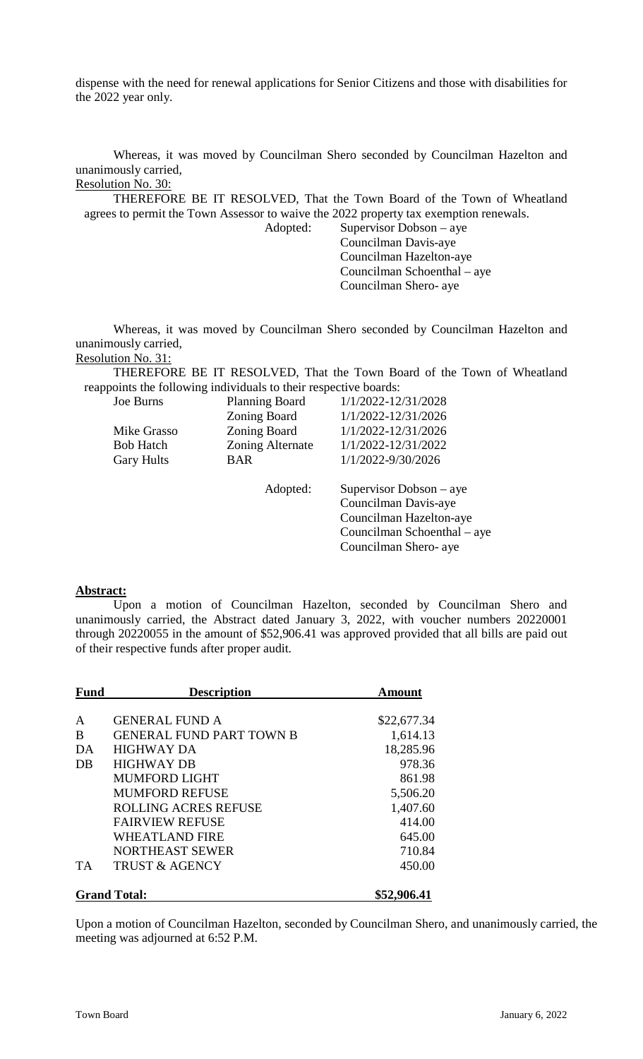dispense with the need for renewal applications for Senior Citizens and those with disabilities for the 2022 year only.

Whereas, it was moved by Councilman Shero seconded by Councilman Hazelton and unanimously carried,

Resolution No. 30:

THEREFORE BE IT RESOLVED, That the Town Board of the Town of Wheatland agrees to permit the Town Assessor to waive the 2022 property tax exemption renewals.

Adopted: Supervisor Dobson – aye
Councilman Davis-aye
Councilman Hazelton-aye
Councilman Schoenthal – aye
Councilman Shero- aye

Whereas, it was moved by Councilman Shero seconded by Councilman Hazelton and unanimously carried,

Resolution No. 31:

THEREFORE BE IT RESOLVED, That the Town Board of the Town of Wheatland reappoints the following individuals to their respective boards:

| | | |
|---|---|---|
| Joe Burns | Planning Board | 1/1/2022-12/31/2028 |
| | Zoning Board | 1/1/2022-12/31/2026 |
| Mike Grasso | Zoning Board | 1/1/2022-12/31/2026 |
| Bob Hatch | Zoning Alternate | 1/1/2022-12/31/2022 |
| Gary Hults | BAR | 1/1/2022-9/30/2026 |

Adopted: Supervisor Dobson – aye
Councilman Davis-aye
Councilman Hazelton-aye
Councilman Schoenthal – aye
Councilman Shero- aye

**Abstract:**

Upon a motion of Councilman Hazelton, seconded by Councilman Shero and unanimously carried, the Abstract dated January 3, 2022, with voucher numbers 20220001 through 20220055 in the amount of $52,906.41 was approved provided that all bills are paid out of their respective funds after proper audit.

| Fund | Description | Amount |
|---|---|---|
| A | GENERAL FUND A | $22,677.34 |
| B | GENERAL FUND PART TOWN B | 1,614.13 |
| DA | HIGHWAY DA | 18,285.96 |
| DB | HIGHWAY DB | 978.36 |
| | MUMFORD LIGHT | 861.98 |
| | MUMFORD REFUSE | 5,506.20 |
| | ROLLING ACRES REFUSE | 1,407.60 |
| | FAIRVIEW REFUSE | 414.00 |
| | WHEATLAND FIRE | 645.00 |
| | NORTHEAST SEWER | 710.84 |
| TA | TRUST & AGENCY | 450.00 |
| **Grand Total:** | | **$52,906.41** |

Upon a motion of Councilman Hazelton, seconded by Councilman Shero, and unanimously carried, the meeting was adjourned at 6:52 P.M.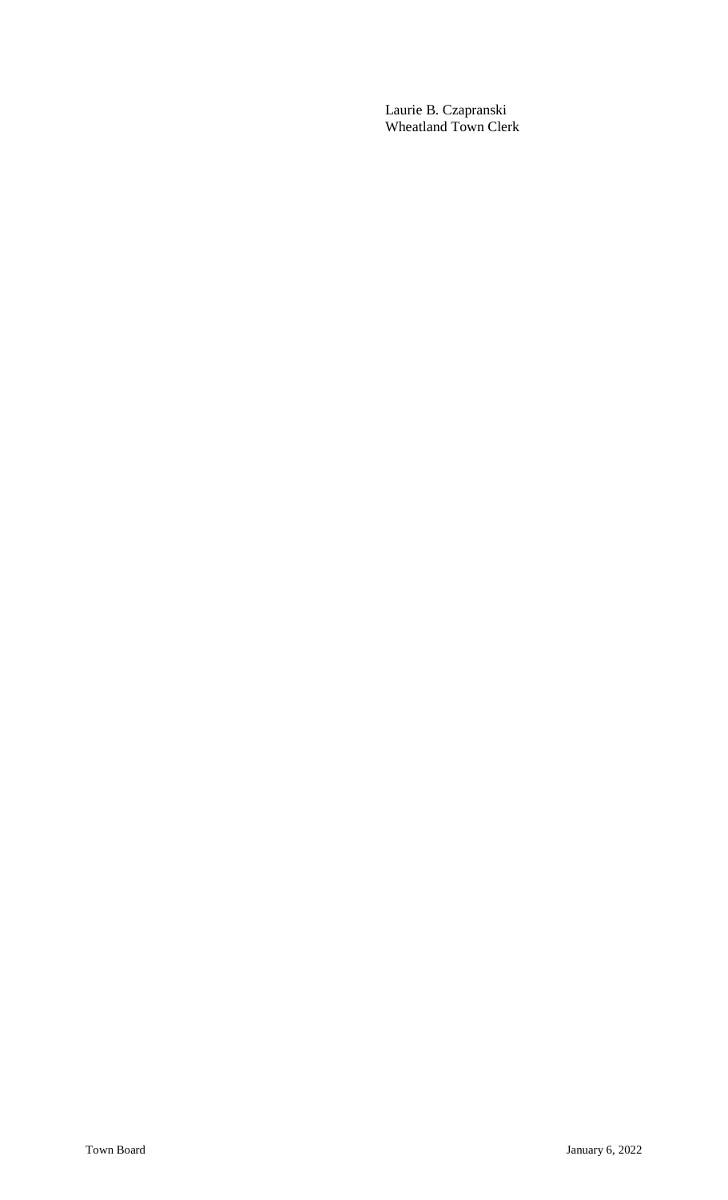Laurie B. Czapranski
Wheatland Town Clerk